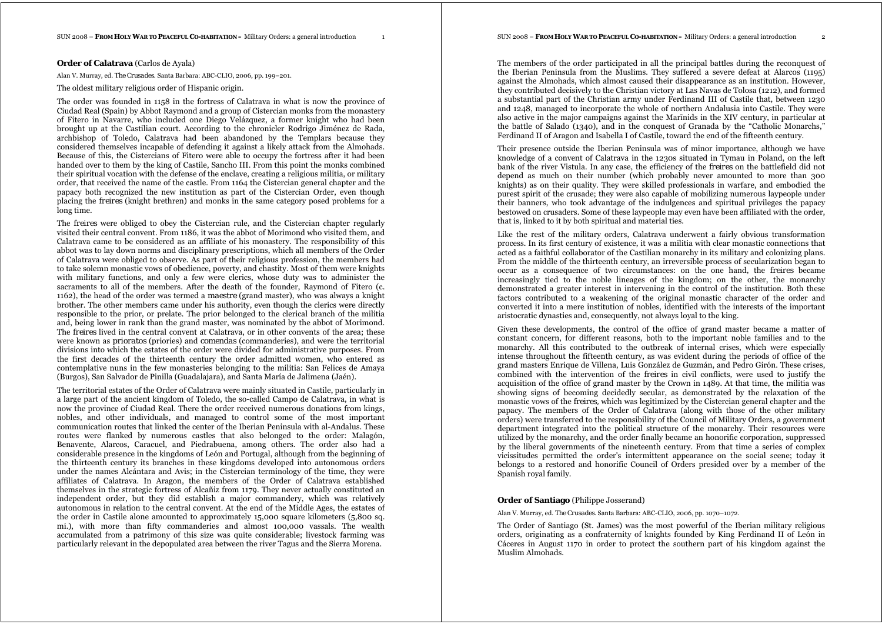## Order of Calatrava (Carlos de Ayala)

Alan V. Murray, ed. *The Crusades*. Santa Barbara: ABC-CLIO, 2006, pp. 199–201.

The oldest military religious order of Hispanic origin.

The order was founded in 1158 in the fortress of Calatrava in what is now the province of Ciudad Real (Spain) by Abbot Raymond and a group of Cistercian monks from the monastery of Fitero in Navarre, who included one Diego Velázquez, a former knight who had been brought up at the Castilian court. According to the chronicler Rodrigo Jiménez de Rada, archbishop of Toledo, Calatrava had been abandoned by the Templars because they considered themselves incapable of defending it against a likely attack from the Almohads. Because of this, the Cistercians of Fitero were able to occupy the fortress after it had been handed over to them by the king of Castile, Sancho III. From this point the monks combined their spiritual vocation with the defense of the enclave, creating a religious militia, or military order, that received the name of the castle. From 1164 the Cistercian general chapter and the papacy both recognized the new institution as part of the Cistercian Order, even though placing the *freires* (knight brethren) and monks in the same category posed problems for a long time.

The *freires* were obliged to obey the Cistercian rule, and the Cistercian chapter regularly visited their central convent. From 1186, it was the abbot of Morimond who visited them, and Calatrava came to be considered as an affiliate of his monastery. The responsibility of this abbot was to lay down norms and disciplinary prescriptions, which all members of the Order of Calatrava were obliged to observe. As part of their religious profession, the members had to take solemn monastic vows of obedience, poverty, and chastity. Most of them were knights with military functions, and only a few were clerics, whose duty was to administer the sacraments to all of the members. After the death of the founder, Raymond of Fitero (c. 1162), the head of the order was termed a *maestre* (grand master), who was always a knight brother. The other members came under his authority, even though the clerics were directly responsible to the prior, or prelate. The prior belonged to the clerical branch of the militia and, being lower in rank than the grand master, was nominated by the abbot of Morimond. The *freires* lived in the central convent at Calatrava, or in other convents of the area; these were known as *prioratos* (priories) and *comendas* (commanderies), and were the territorial divisions into which the estates of the order were divided for administrative purposes. From the first decades of the thirteenth century the order admitted women, who entered as contemplative nuns in the few monasteries belonging to the militia: San Felices de Amaya (Burgos), San Salvador de Pinilla (Guadalajara), and Santa María de Jalimena (Jaén).

The territorial estates of the Order of Calatrava were mainly situated in Castile, particularly in a large part of the ancient kingdom of Toledo, the so-called Campo de Calatrava, in what is now the province of Ciudad Real. There the order received numerous donations from kings, nobles, and other individuals, and managed to control some of the most important communication routes that linked the center of the Iberian Peninsula with al-Andalus. These routes were flanked by numerous castles that also belonged to the order: Malagón, Benavente, Alarcos, Caracuel, and Piedrabuena, among others. The order also had a considerable presence in the kingdoms of León and Portugal, although from the beginning of the thirteenth century its branches in these kingdoms developed into autonomous orders under the names Alcántara and Avis; in the Cistercian terminology of the time, they were affiliates of Calatrava. In Aragon, the members of the Order of Calatrava established themselves in the strategic fortress of Alcañiz from 1179. They never actually constituted an independent order, but they did establish a major commandery, which was relatively autonomous in relation to the central convent. At the end of the Middle Ages, the estates of the order in Castile alone amounted to approximately 15,000 square kilometers (5,800 sq. mi.), with more than fifty commanderies and almost 100,000 vassals. The wealth accumulated from a patrimony of this size was quite considerable; livestock farming was particularly relevant in the depopulated area between the river Tagus and the Sierra Morena.

The members of the order participated in all the principal battles during the reconquest of the Iberian Peninsula from the Muslims. They suffered a severe defeat at Alarcos (1195) against the Almohads, which almost caused their disappearance as an institution. However, they contributed decisively to the Christian victory at Las Navas de Tolosa (1212), and formed a substantial part of the Christian army under Ferdinand III of Castile that, between 1230 and 1248, managed to incorporate the whole of northern Andalusia into Castile. They were also active in the major campaigns against the Marīnids in the XIV century, in particular at the battle of Salado (1340), and in the conquest of Granada by the "Catholic Monarchs," Ferdinand II of Aragon and Isabella I of Castile, toward the end of the fifteenth century.

Their presence outside the Iberian Peninsula was of minor importance, although we have knowledge of a convent of Calatrava in the 1230s situated in Tymau in Poland, on the left bank of the river Vistula. In any case, the efficiency of the *freires* on the battlefield did not depend as much on their number (which probably never amounted to more than 300 knights) as on their quality. They were skilled professionals in warfare, and embodied the purest spirit of the crusade; they were also capable of mobilizing numerous laypeople under their banners, who took advantage of the indulgences and spiritual privileges the papacy bestowed on crusaders. Some of these laypeople may even have been affiliated with the order, that is, linked to it by both spiritual and material ties.

Like the rest of the military orders, Calatrava underwent a fairly obvious transformation process. In its first century of existence, it was a militia with clear monastic connections that acted as a faithful collaborator of the Castilian monarchy in its military and colonizing plans. From the middle of the thirteenth century, an irreversible process of secularization began to occur as a consequence of two circumstances: on the one hand, the *freires* became increasingly tied to the noble lineages of the kingdom; on the other, the monarchy demonstrated a greater interest in intervening in the control of the institution. Both these factors contributed to a weakening of the original monastic character of the order and converted it into a mere institution of nobles, identified with the interests of the important aristocratic dynasties and, consequently, not always loyal to the king.

Given these developments, the control of the office of grand master became a matter of constant concern, for different reasons, both to the important noble families and to the monarchy. All this contributed to the outbreak of internal crises, which were especially intense throughout the fifteenth century, as was evident during the periods of office of the grand masters Enrique de Villena, Luis González de Guzmán, and Pedro Girón. These crises, combined with the intervention of the *freires* in civil conflicts, were used to justify the acquisition of the office of grand master by the Crown in 1489. At that time, the militia was showing signs of becoming decidedly secular, as demonstrated by the relaxation of the monastic vows of the *freires*, which was legitimized by the Cistercian general chapter and the papacy. The members of the Order of Calatrava (along with those of the other military orders) were transferred to the responsibility of the Council of Military Orders, a government department integrated into the political structure of the monarchy. Their resources were utilized by the monarchy, and the order finally became an honorific corporation, suppressed by the liberal governments of the nineteenth century. From that time a series of complex vicissitudes permitted the order's intermittent appearance on the social scene; today it belongs to a restored and honorific Council of Orders presided over by a member of the Spanish royal family.

## Order of Santiago (Philippe Josserand)

Alan V. Murray, ed. *The Crusades*. Santa Barbara: ABC-CLIO, 2006, pp. 1070–1072.

The Order of Santiago (St. James) was the most powerful of the Iberian military religious orders, originating as a confraternity of knights founded by King Ferdinand II of León in Cáceres in August 1170 in order to protect the southern part of his kingdom against the Muslim Almohads.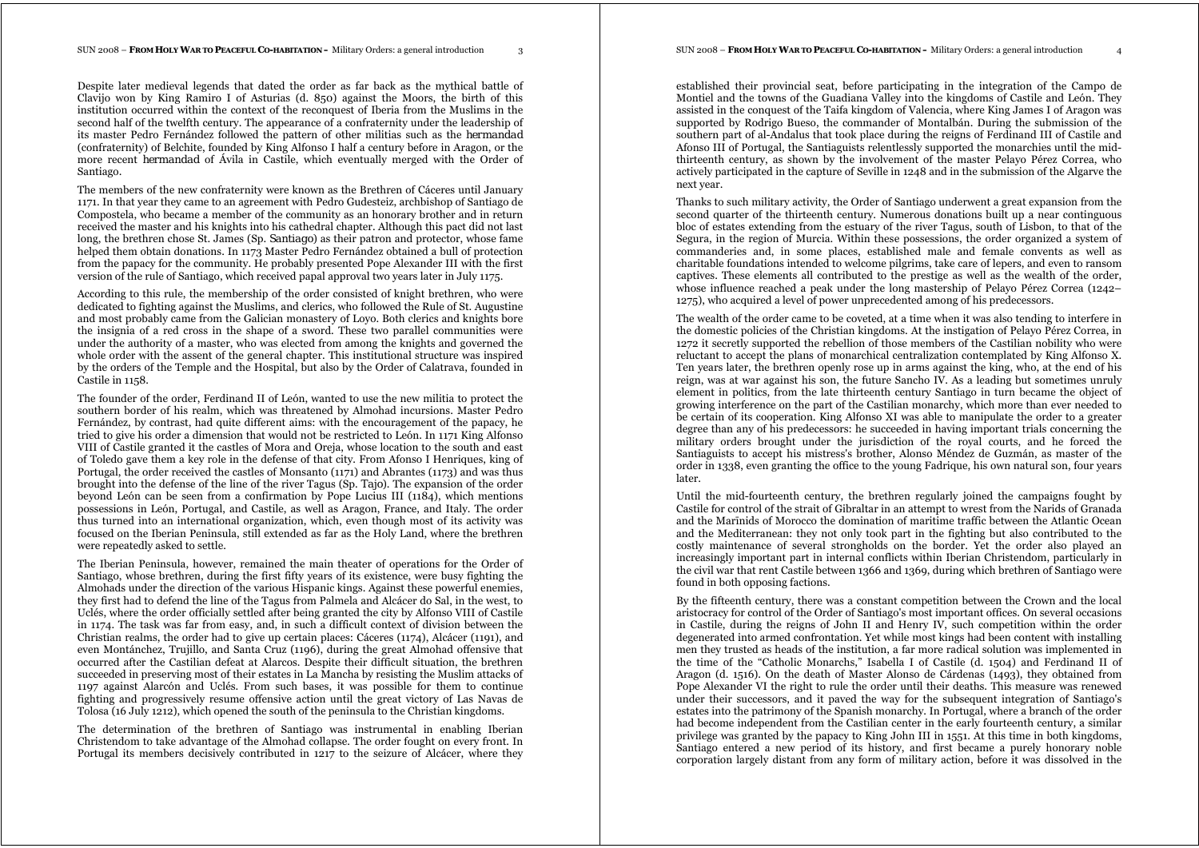Despite later medieval legends that dated the order as far back as the mythical battle of Clavijo won by King Ramiro I of Asturias (d. 850) against the Moors, the birth of this institution occurred within the context of the reconquest of Iberia from the Muslims in the second half of the twelfth century. The appearance of a confraternity under the leadership of its master Pedro Fernández followed the pattern of other militias such as the *hermandad* (confraternity) of Belchite, founded by King Alfonso I half a century before in Aragon, or the more recent *hermandad* of Ávila in Castile, which eventually merged with the Order of Santiago.

The members of the new confraternity were known as the Brethren of Cáceres until January 1171. In that year they came to an agreement with Pedro Gudesteiz, archbishop of Santiago de Compostela, who became a member of the community as an honorary brother and in return received the master and his knights into his cathedral chapter. Although this pact did not last long, the brethren chose St. James (Sp. *Santiago*) as their patron and protector, whose fame helped them obtain donations. In 1173 Master Pedro Fernández obtained a bull of protection from the papacy for the community. He probably presented Pope Alexander III with the first version of the rule of Santiago, which received papal approval two years later in July 1175.

According to this rule, the membership of the order consisted of knight brethren, who were dedicated to fighting against the Muslims, and clerics, who followed the Rule of St. Augustine and most probably came from the Galician monastery of Loyo. Both clerics and knights bore the insignia of a red cross in the shape of a sword. These two parallel communities were under the authority of a master, who was elected from among the knights and governed the whole order with the assent of the general chapter. This institutional structure was inspired by the orders of the Temple and the Hospital, but also by the Order of Calatrava, founded in Castile in 1158.

The founder of the order, Ferdinand II of León, wanted to use the new militia to protect the southern border of his realm, which was threatened by Almohad incursions. Master Pedro Fernández, by contrast, had quite different aims: with the encouragement of the papacy, he tried to give his order a dimension that would not be restricted to León. In 1171 King Alfonso VIII of Castile granted it the castles of Mora and Oreja, whose location to the south and east of Toledo gave them a key role in the defense of that city. From Afonso I Henriques, king of Portugal, the order received the castles of Monsanto (1171) and Abrantes (1173) and was thus brought into the defense of the line of the river Tagus (Sp. Tajo). The expansion of the order beyond León can be seen from a confirmation by Pope Lucius III (1184), which mentions possessions in León, Portugal, and Castile, as well as Aragon, France, and Italy. The order thus turned into an international organization, which, even though most of its activity was focused on the Iberian Peninsula, still extended as far as the Holy Land, where the brethren were repeatedly asked to settle.

The Iberian Peninsula, however, remained the main theater of operations for the Order of Santiago, whose brethren, during the first fifty years of its existence, were busy fighting the Almohads under the direction of the various Hispanic kings. Against these powerful enemies, they first had to defend the line of the Tagus from Palmela and Alcácer do Sal, in the west, to Uclés, where the order officially settled after being granted the city by Alfonso VIII of Castile in 1174. The task was far from easy, and, in such a difficult context of division between the Christian realms, the order had to give up certain places: Cáceres (1174), Alcácer (1191), and even Montánchez, Trujillo, and Santa Cruz (1196), during the great Almohad offensive that occurred after the Castilian defeat at Alarcos. Despite their difficult situation, the brethren succeeded in preserving most of their estates in La Mancha by resisting the Muslim attacks of 1197 against Alarcón and Uclés. From such bases, it was possible for them to continue fighting and progressively resume offensive action until the great victory of Las Navas de Tolosa (16 July 1212), which opened the south of the peninsula to the Christian kingdoms.

The determination of the brethren of Santiago was instrumental in enabling Iberian Christendom to take advantage of the Almohad collapse. The order fought on every front. In Portugal its members decisively contributed in 1217 to the seizure of Alcácer, where they established their provincial seat, before participating in the integration of the Campo de Montiel and the towns of the Guadiana Valley into the kingdoms of Castile and León. They assisted in the conquest of the Taifa kingdom of Valencia, where King James I of Aragon was supported by Rodrigo Bueso, the commander of Montalbán. During the submission of the southern part of al-Andalus that took place during the reigns of Ferdinand III of Castile and Afonso III of Portugal, the Santiaguists relentlessly supported the monarchies until the mid-thirteenth century, as shown by the involvement of the master Pelayo Pérez Correa, who actively participated in the capture of Seville in 1248 and in the submission of the Algarve the next year.

Thanks to such military activity, the Order of Santiago underwent a great expansion from the second quarter of the thirteenth century. Numerous donations built up a near continguous bloc of estates extending from the estuary of the river Tagus, south of Lisbon, to that of the Segura, in the region of Murcia. Within these possessions, the order organized a system of commanderies and, in some places, established male and female convents as well as charitable foundations intended to welcome pilgrims, take care of lepers, and even to ransom captives. These elements all contributed to the prestige as well as the wealth of the order, whose influence reached a peak under the long mastership of Pelayo Pérez Correa (1242–1275), who acquired a level of power unprecedented among of his predecessors.

The wealth of the order came to be coveted, at a time when it was also tending to interfere in the domestic policies of the Christian kingdoms. At the instigation of Pelayo Pérez Correa, in 1272 it secretly supported the rebellion of those members of the Castilian nobility who were reluctant to accept the plans of monarchical centralization contemplated by King Alfonso X. Ten years later, the brethren openly rose up in arms against the king, who, at the end of his reign, was at war against his son, the future Sancho IV. As a leading but sometimes unruly element in politics, from the late thirteenth century Santiago in turn became the object of growing interference on the part of the Castilian monarchy, which more than ever needed to be certain of its cooperation. King Alfonso XI was able to manipulate the order to a greater degree than any of his predecessors: he succeeded in having important trials concerning the military orders brought under the jurisdiction of the royal courts, and he forced the Santiaguists to accept his mistress's brother, Alonso Méndez de Guzmán, as master of the order in 1338, even granting the office to the young Fadrique, his own natural son, four years later.

Until the mid-fourteenth century, the brethren regularly joined the campaigns fought by Castile for control of the strait of Gibraltar in an attempt to wrest from the Narids of Granada and the Marinids of Morocco the domination of maritime traffic between the Atlantic Ocean and the Mediterranean: they not only took part in the fighting but also contributed to the costly maintenance of several strongholds on the border. Yet the order also played an increasingly important part in internal conflicts within Iberian Christendom, particularly in the civil war that rent Castile between 1366 and 1369, during which brethren of Santiago were found in both opposing factions.

By the fifteenth century, there was a constant competition between the Crown and the local aristocracy for control of the Order of Santiago's most important offices. On several occasions in Castile, during the reigns of John II and Henry IV, such competition within the order degenerated into armed confrontation. Yet while most kings had been content with installing men they trusted as heads of the institution, a far more radical solution was implemented in the time of the "Catholic Monarchs," Isabella I of Castile (d. 1504) and Ferdinand II of Aragon (d. 1516). On the death of Master Alonso de Cárdenas (1493), they obtained from Pope Alexander VI the right to rule the order until their deaths. This measure was renewed under their successors, and it paved the way for the subsequent integration of Santiago's estates into the patrimony of the Spanish monarchy. In Portugal, where a branch of the order had become independent from the Castilian center in the early fourteenth century, a similar privilege was granted by the papacy to King John III in 1551. At this time in both kingdoms, Santiago entered a new period of its history, and first became a purely honorary noble corporation largely distant from any form of military action, before it was dissolved in the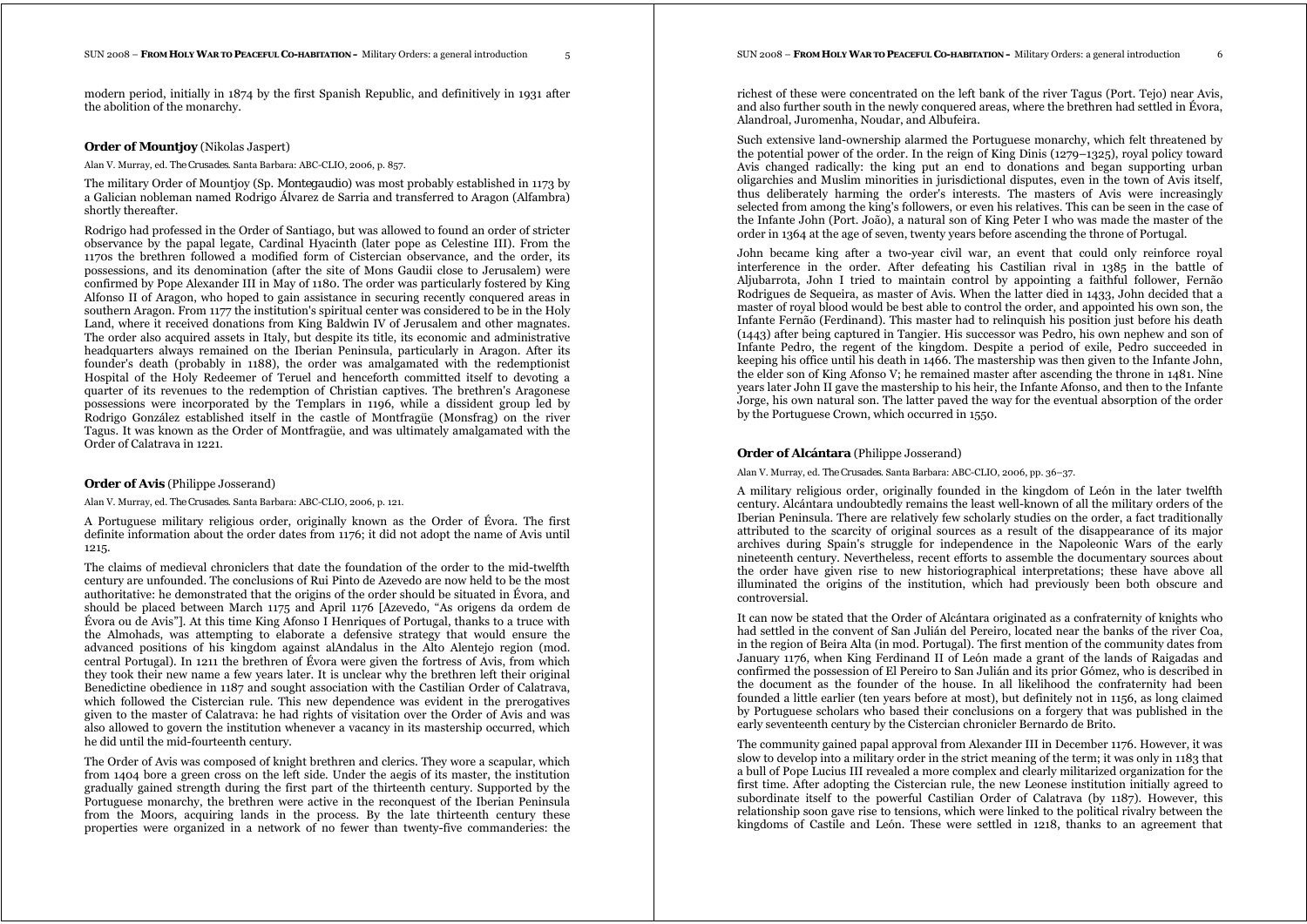modern period, initially in 1874 by the first Spanish Republic, and definitively in 1931 after the abolition of the monarchy.

### Order of Mountjoy (Nikolas Jaspert)

Alan V. Murray, ed. *The Crusades*. Santa Barbara: ABC-CLIO, 2006, p. 857.

The military Order of Mountjoy (Sp. *Montegaudio*) was most probably established in 1173 by a Galician nobleman named Rodrigo Álvarez de Sarria and transferred to Aragon (Alfambra) shortly thereafter.

Rodrigo had professed in the Order of Santiago, but was allowed to found an order of stricter observance by the papal legate, Cardinal Hyacinth (later pope as Celestine III). From the 1170s the brethren followed a modified form of Cistercian observance, and the order, its possessions, and its denomination (after the site of Mons Gaudii close to Jerusalem) were confirmed by Pope Alexander III in May of 1180. The order was particularly fostered by King Alfonso II of Aragon, who hoped to gain assistance in securing recently conquered areas in southern Aragon. From 1177 the institution's spiritual center was considered to be in the Holy Land, where it received donations from King Baldwin IV of Jerusalem and other magnates. The order also acquired assets in Italy, but despite its title, its economic and administrative headquarters always remained on the Iberian Peninsula, particularly in Aragon. After its founder's death (probably in 1188), the order was amalgamated with the redemptionist Hospital of the Holy Redeemer of Teruel and henceforth committed itself to devoting a quarter of its revenues to the redemption of Christian captives. The brethren's Aragonese possessions were incorporated by the Templars in 1196, while a dissident group led by Rodrigo González established itself in the castle of Montfragüe (Monsfrag) on the river Tagus. It was known as the Order of Montfragüe, and was ultimately amalgamated with the Order of Calatrava in 1221.

### Order of Avis (Philippe Josserand)

Alan V. Murray, ed. *The Crusades*. Santa Barbara: ABC-CLIO, 2006, p. 121.

A Portuguese military religious order, originally known as the Order of Évora. The first definite information about the order dates from 1176; it did not adopt the name of Avis until 1215.

The claims of medieval chroniclers that date the foundation of the order to the mid-twelfth century are unfounded. The conclusions of Rui Pinto de Azevedo are now held to be the most authoritative: he demonstrated that the origins of the order should be situated in Évora, and should be placed between March 1175 and April 1176 [Azevedo, "As origens da ordem de Évora ou de Avis"]. At this time King Afonso I Henriques of Portugal, thanks to a truce with the Almohads, was attempting to elaborate a defensive strategy that would ensure the advanced positions of his kingdom against alAndalus in the Alto Alentejo region (mod. central Portugal). In 1211 the brethren of Évora were given the fortress of Avis, from which they took their new name a few years later. It is unclear why the brethren left their original Benedictine obedience in 1187 and sought association with the Castilian Order of Calatrava, which followed the Cistercian rule. This new dependence was evident in the prerogatives given to the master of Calatrava: he had rights of visitation over the Order of Avis and was also allowed to govern the institution whenever a vacancy in its mastership occurred, which he did until the mid-fourteenth century.

The Order of Avis was composed of knight brethren and clerics. They wore a scapular, which from 1404 bore a green cross on the left side. Under the aegis of its master, the institution gradually gained strength during the first part of the thirteenth century. Supported by the Portuguese monarchy, the brethren were active in the reconquest of the Iberian Peninsula from the Moors, acquiring lands in the process. By the late thirteenth century these properties were organized in a network of no fewer than twenty-five commanderies: the richest of these were concentrated on the left bank of the river Tagus (Port. Tejo) near Avis, and also further south in the newly conquered areas, where the brethren had settled in Évora, Alandroal, Juromenha, Noudar, and Albufeira.

Such extensive land-ownership alarmed the Portuguese monarchy, which felt threatened by the potential power of the order. In the reign of King Dinis (1279–1325), royal policy toward Avis changed radically: the king put an end to donations and began supporting urban oligarchies and Muslim minorities in jurisdictional disputes, even in the town of Avis itself, thus deliberately harming the order's interests. The masters of Avis were increasingly selected from among the king's followers, or even his relatives. This can be seen in the case of the Infante John (Port. João), a natural son of King Peter I who was made the master of the order in 1364 at the age of seven, twenty years before ascending the throne of Portugal.

John became king after a two-year civil war, an event that could only reinforce royal interference in the order. After defeating his Castilian rival in 1385 in the battle of Aljubarrota, John I tried to maintain control by appointing a faithful follower, Fernão Rodrigues de Sequeira, as master of Avis. When the latter died in 1433, John decided that a master of royal blood would be best able to control the order, and appointed his own son, the Infante Fernão (Ferdinand). This master had to relinquish his position just before his death (1443) after being captured in Tangier. His successor was Pedro, his own nephew and son of Infante Pedro, the regent of the kingdom. Despite a period of exile, Pedro succeeded in keeping his office until his death in 1466. The mastership was then given to the Infante John, the elder son of King Afonso V; he remained master after ascending the throne in 1481. Nine years later John II gave the mastership to his heir, the Infante Afonso, and then to the Infante Jorge, his own natural son. The latter paved the way for the eventual absorption of the order by the Portuguese Crown, which occurred in 1550.

### Order of Alcántara (Philippe Josserand)

Alan V. Murray, ed. *The Crusades*. Santa Barbara: ABC-CLIO, 2006, pp. 36–37.

A military religious order, originally founded in the kingdom of León in the later twelfth century. Alcántara undoubtedly remains the least well-known of all the military orders of the Iberian Peninsula. There are relatively few scholarly studies on the order, a fact traditionally attributed to the scarcity of original sources as a result of the disappearance of its major archives during Spain's struggle for independence in the Napoleonic Wars of the early nineteenth century. Nevertheless, recent efforts to assemble the documentary sources about the order have given rise to new historiographical interpretations; these have above all illuminated the origins of the institution, which had previously been both obscure and controversial.

It can now be stated that the Order of Alcántara originated as a confraternity of knights who had settled in the convent of San Julián del Pereiro, located near the banks of the river Coa, in the region of Beira Alta (in mod. Portugal). The first mention of the community dates from January 1176, when King Ferdinand II of León made a grant of the lands of Raigadas and confirmed the possession of El Pereiro to San Julián and its prior Gómez, who is described in the document as the founder of the house. In all likelihood the confraternity had been founded a little earlier (ten years before at most), but definitely not in 1156, as long claimed by Portuguese scholars who based their conclusions on a forgery that was published in the early seventeenth century by the Cistercian chronicler Bernardo de Brito.

The community gained papal approval from Alexander III in December 1176. However, it was slow to develop into a military order in the strict meaning of the term; it was only in 1183 that a bull of Pope Lucius III revealed a more complex and clearly militarized organization for the first time. After adopting the Cistercian rule, the new Leonese institution initially agreed to subordinate itself to the powerful Castilian Order of Calatrava (by 1187). However, this relationship soon gave rise to tensions, which were linked to the political rivalry between the kingdoms of Castile and León. These were settled in 1218, thanks to an agreement that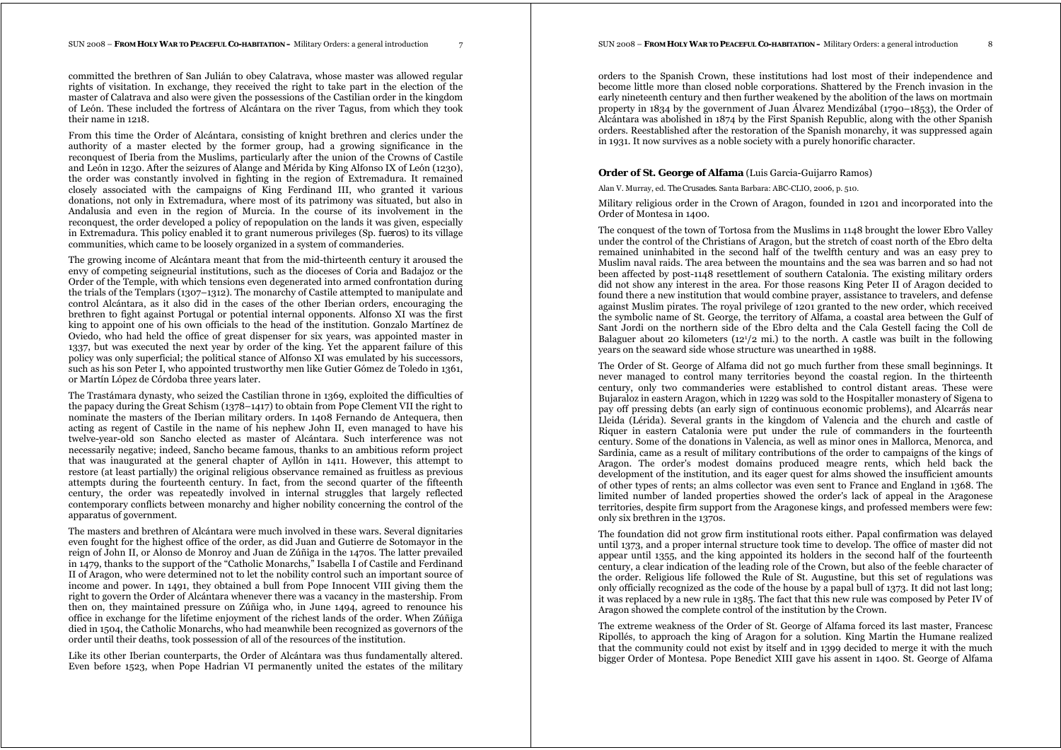committed the brethren of San Julián to obey Calatrava, whose master was allowed regular rights of visitation. In exchange, they received the right to take part in the election of the master of Calatrava and also were given the possessions of the Castilian order in the kingdom of León. These included the fortress of Alcántara on the river Tagus, from which they took their name in 1218.

From this time the Order of Alcántara, consisting of knight brethren and clerics under the authority of a master elected by the former group, had a growing significance in the reconquest of Iberia from the Muslims, particularly after the union of the Crowns of Castile and León in 1230. After the seizures of Alange and Mérida by King Alfonso IX of León (1230), the order was constantly involved in fighting in the region of Extremadura. It remained closely associated with the campaigns of King Ferdinand III, who granted it various donations, not only in Extremadura, where most of its patrimony was situated, but also in Andalusia and even in the region of Murcia. In the course of its involvement in the reconquest, the order developed a policy of repopulation on the lands it was given, especially in Extremadura. This policy enabled it to grant numerous privileges (Sp. *fueros*) to its village communities, which came to be loosely organized in a system of commanderies.

The growing income of Alcántara meant that from the mid-thirteenth century it aroused the envy of competing seigneurial institutions, such as the dioceses of Coria and Badajoz or the Order of the Temple, with which tensions even degenerated into armed confrontation during the trials of the Templars (1307–1312). The monarchy of Castile attempted to manipulate and control Alcántara, as it also did in the cases of the other Iberian orders, encouraging the brethren to fight against Portugal or potential internal opponents. Alfonso XI was the first king to appoint one of his own officials to the head of the institution. Gonzalo Martínez de Oviedo, who had held the office of great dispenser for six years, was appointed master in 1337, but was executed the next year by order of the king. Yet the apparent failure of this policy was only superficial; the political stance of Alfonso XI was emulated by his successors, such as his son Peter I, who appointed trustworthy men like Gutier Gómez de Toledo in 1361, or Martín López de Córdoba three years later.

The Trastámara dynasty, who seized the Castilian throne in 1369, exploited the difficulties of the papacy during the Great Schism (1378–1417) to obtain from Pope Clement VII the right to nominate the masters of the Iberian military orders. In 1408 Fernando de Antequera, then acting as regent of Castile in the name of his nephew John II, even managed to have his twelve-year-old son Sancho elected as master of Alcántara. Such interference was not necessarily negative; indeed, Sancho became famous, thanks to an ambitious reform project that was inaugurated at the general chapter of Ayllón in 1411. However, this attempt to restore (at least partially) the original religious observance remained as fruitless as previous attempts during the fourteenth century. In fact, from the second quarter of the fifteenth century, the order was repeatedly involved in internal struggles that largely reflected contemporary conflicts between monarchy and higher nobility concerning the control of the apparatus of government.

The masters and brethren of Alcántara were much involved in these wars. Several dignitaries even fought for the highest office of the order, as did Juan and Gutierre de Sotomayor in the reign of John II, or Alonso de Monroy and Juan de Zúñiga in the 1470s. The latter prevailed in 1479, thanks to the support of the "Catholic Monarchs," Isabella I of Castile and Ferdinand II of Aragon, who were determined not to let the nobility control such an important source of income and power. In 1491, they obtained a bull from Pope Innocent VIII giving them the right to govern the Order of Alcántara whenever there was a vacancy in the mastership. From then on, they maintained pressure on Zúñiga who, in June 1494, agreed to renounce his office in exchange for the lifetime enjoyment of the richest lands of the order. When Zúñiga died in 1504, the Catholic Monarchs, who had meanwhile been recognized as governors of the order until their deaths, took possession of all of the resources of the institution.

Like its other Iberian counterparts, the Order of Alcántara was thus fundamentally altered. Even before 1523, when Pope Hadrian VI permanently united the estates of the military orders to the Spanish Crown, these institutions had lost most of their independence and become little more than closed noble corporations. Shattered by the French invasion in the early nineteenth century and then further weakened by the abolition of the laws on mortmain property in 1834 by the government of Juan Álvarez Mendizábal (1790–1853), the Order of Alcántara was abolished in 1874 by the First Spanish Republic, along with the other Spanish orders. Reestablished after the restoration of the Spanish monarchy, it was suppressed again in 1931. It now survives as a noble society with a purely honorific character.

### **Order of St. George of Alfama** (Luis Garcia-Guijarro Ramos)

Alan V. Murray, ed. *The Crusades*. Santa Barbara: ABC-CLIO, 2006, p. 510.

Military religious order in the Crown of Aragon, founded in 1201 and incorporated into the Order of Montesa in 1400.

The conquest of the town of Tortosa from the Muslims in 1148 brought the lower Ebro Valley under the control of the Christians of Aragon, but the stretch of coast north of the Ebro delta remained uninhabited in the second half of the twelfth century and was an easy prey to Muslim naval raids. The area between the mountains and the sea was barren and so had not been affected by post-1148 resettlement of southern Catalonia. The existing military orders did not show any interest in the area. For those reasons King Peter II of Aragon decided to found there a new institution that would combine prayer, assistance to travelers, and defense against Muslim pirates. The royal privilege of 1201 granted to the new order, which received the symbolic name of St. George, the territory of Alfama, a coastal area between the Gulf of Sant Jordi on the northern side of the Ebro delta and the Cala Gestell facing the Coll de Balaguer about 20 kilometers (12¹/2 mi.) to the north. A castle was built in the following years on the seaward side whose structure was unearthed in 1988.

The Order of St. George of Alfama did not go much further from these small beginnings. It never managed to control many territories beyond the coastal region. In the thirteenth century, only two commanderies were established to control distant areas. These were Bujaraloz in eastern Aragon, which in 1229 was sold to the Hospitaller monastery of Sigena to pay off pressing debts (an early sign of continuous economic problems), and Alcarrás near Lleida (Lérida). Several grants in the kingdom of Valencia and the church and castle of Riquer in eastern Catalonia were put under the rule of commanders in the fourteenth century. Some of the donations in Valencia, as well as minor ones in Mallorca, Menorca, and Sardinia, came as a result of military contributions of the order to campaigns of the kings of Aragon. The order's modest domains produced meagre rents, which held back the development of the institution, and its eager quest for alms showed the insufficient amounts of other types of rents; an alms collector was even sent to France and England in 1368. The limited number of landed properties showed the order's lack of appeal in the Aragonese territories, despite firm support from the Aragonese kings, and professed members were few: only six brethren in the 1370s.

The foundation did not grow firm institutional roots either. Papal confirmation was delayed until 1373, and a proper internal structure took time to develop. The office of master did not appear until 1355, and the king appointed its holders in the second half of the fourteenth century, a clear indication of the leading role of the Crown, but also of the feeble character of the order. Religious life followed the Rule of St. Augustine, but this set of regulations was only officially recognized as the code of the house by a papal bull of 1373. It did not last long; it was replaced by a new rule in 1385. The fact that this new rule was composed by Peter IV of Aragon showed the complete control of the institution by the Crown.

The extreme weakness of the Order of St. George of Alfama forced its last master, Francesc Ripollés, to approach the king of Aragon for a solution. King Martin the Humane realized that the community could not exist by itself and in 1399 decided to merge it with the much bigger Order of Montesa. Pope Benedict XIII gave his assent in 1400. St. George of Alfama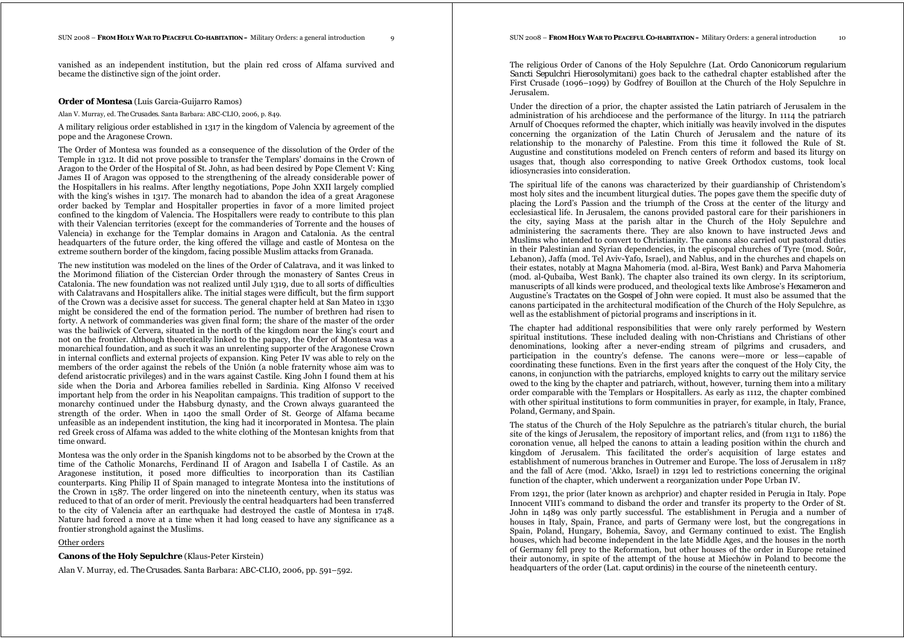vanished as an independent institution, but the plain red cross of Alfama survived and became the distinctive sign of the joint order.

**Order of Montesa** (Luis Garcia-Guijarro Ramos)

Alan V. Murray, ed. *The Crusades*. Santa Barbara: ABC-CLIO, 2006, p. 849.

A military religious order established in 1317 in the kingdom of Valencia by agreement of the pope and the Aragonese Crown.

The Order of Montesa was founded as a consequence of the dissolution of the Order of the Temple in 1312. It did not prove possible to transfer the Templars' domains in the Crown of Aragon to the Order of the Hospital of St. John, as had been desired by Pope Clement V: King James II of Aragon was opposed to the strengthening of the already considerable power of the Hospitallers in his realms. After lengthy negotiations, Pope John XXII largely complied with the king's wishes in 1317. The monarch had to abandon the idea of a great Aragonese order backed by Templar and Hospitaller properties in favor of a more limited project confined to the kingdom of Valencia. The Hospitallers were ready to contribute to this plan with their Valencian territories (except for the commanderies of Torrente and the houses of Valencia) in exchange for the Templar domains in Aragon and Catalonia. As the central headquarters of the future order, the king offered the village and castle of Montesa on the extreme southern border of the kingdom, facing possible Muslim attacks from Granada.

The new institution was modeled on the lines of the Order of Calatrava, and it was linked to the Morimond filiation of the Cistercian Order through the monastery of Santes Creus in Catalonia. The new foundation was not realized until July 1319, due to all sorts of difficulties with Calatravans and Hospitallers alike. The initial stages were difficult, but the firm support of the Crown was a decisive asset for success. The general chapter held at San Mateo in 1330 might be considered the end of the formation period. The number of brethren had risen to forty. A network of commanderies was given final form; the share of the master of the order was the bailiwick of Cervera, situated in the north of the kingdom near the king's court and not on the frontier. Although theoretically linked to the papacy, the Order of Montesa was a monarchical foundation, and as such it was an unrelenting supporter of the Aragonese Crown in internal conflicts and external projects of expansion. King Peter IV was able to rely on the members of the order against the rebels of the Unión (a noble fraternity whose aim was to defend aristocratic privileges) and in the wars against Castile. King John I found them at his side when the Doria and Arborea families rebelled in Sardinia. King Alfonso V received important help from the order in his Neapolitan campaigns. This tradition of support to the monarchy continued under the Habsburg dynasty, and the Crown always guaranteed the strength of the order. When in 1400 the small Order of St. George of Alfama became unfeasible as an independent institution, the king had it incorporated in Montesa. The plain red Greek cross of Alfama was added to the white clothing of the Montesan knights from that time onward.

Montesa was the only order in the Spanish kingdoms not to be absorbed by the Crown at the time of the Catholic Monarchs, Ferdinand II of Aragon and Isabella I of Castile. As an Aragonese institution, it posed more difficulties to incorporation than its Castilian counterparts. King Philip II of Spain managed to integrate Montesa into the institutions of the Crown in 1587. The order lingered on into the nineteenth century, when its status was reduced to that of an order of merit. Previously the central headquarters had been transferred to the city of Valencia after an earthquake had destroyed the castle of Montesa in 1748. Nature had forced a move at a time when it had long ceased to have any significance as a frontier stronghold against the Muslims.

Other orders

**Canons of the Holy Sepulchre** (Klaus-Peter Kirstein)

Alan V. Murray, ed. *The Crusades*. Santa Barbara: ABC-CLIO, 2006, pp. 591–592.

The religious Order of Canons of the Holy Sepulchre (Lat. *Ordo Canonicorum regularium Sancti Sepulchri Hierosolymitani*) goes back to the cathedral chapter established after the First Crusade (1096–1099) by Godfrey of Bouillon at the Church of the Holy Sepulchre in Jerusalem.

Under the direction of a prior, the chapter assisted the Latin patriarch of Jerusalem in the administration of his archdiocese and the performance of the liturgy. In 1114 the patriarch Arnulf of Chocques reformed the chapter, which initially was heavily involved in the disputes concerning the organization of the Latin Church of Jerusalem and the nature of its relationship to the monarchy of Palestine. From this time it followed the Rule of St. Augustine and constitutions modeled on French centers of reform and based its liturgy on usages that, though also corresponding to native Greek Orthodox customs, took local idiosyncrasies into consideration.

The spiritual life of the canons was characterized by their guardianship of Christendom's most holy sites and the incumbent liturgical duties. The popes gave them the specific duty of placing the Lord's Passion and the triumph of the Cross at the center of the liturgy and ecclesiastical life. In Jerusalem, the canons provided pastoral care for their parishioners in the city, saying Mass at the parish altar in the Church of the Holy Sepulchre and administering the sacraments there. They are also known to have instructed Jews and Muslims who intended to convert to Christianity. The canons also carried out pastoral duties in their Palestinian and Syrian dependencies, in the episcopal churches of Tyre (mod. Soûr, Lebanon), Jaffa (mod. Tel Aviv-Yafo, Israel), and Nablus, and in the churches and chapels on their estates, notably at Magna Mahomeria (mod. al-Bira, West Bank) and Parva Mahomeria (mod. al-Qubaiba, West Bank). The chapter also trained its own clergy. In its scriptorium, manuscripts of all kinds were produced, and theological texts like Ambrose's *Hexameron* and Augustine's *Tractates on the Gospel of John* were copied. It must also be assumed that the canons participated in the architectural modification of the Church of the Holy Sepulchre, as well as the establishment of pictorial programs and inscriptions in it.

The chapter had additional responsibilities that were only rarely performed by Western spiritual institutions. These included dealing with non-Christians and Christians of other denominations, looking after a never-ending stream of pilgrims and crusaders, and participation in the country's defense. The canons were—more or less—capable of coordinating these functions. Even in the first years after the conquest of the Holy City, the canons, in conjunction with the patriarchs, employed knights to carry out the military service owed to the king by the chapter and patriarch, without, however, turning them into a military order comparable with the Templars or Hospitallers. As early as 1112, the chapter combined with other spiritual institutions to form communities in prayer, for example, in Italy, France, Poland, Germany, and Spain.

The status of the Church of the Holy Sepulchre as the patriarch's titular church, the burial site of the kings of Jerusalem, the repository of important relics, and (from 1131 to 1186) the coronation venue, all helped the canons to attain a leading position within the church and kingdom of Jerusalem. This facilitated the order's acquisition of large estates and establishment of numerous branches in Outremer and Europe. The loss of Jerusalem in 1187 and the fall of Acre (mod. 'Akko, Israel) in 1291 led to restrictions concerning the original function of the chapter, which underwent a reorganization under Pope Urban IV.

From 1291, the prior (later known as archprior) and chapter resided in Perugia in Italy. Pope Innocent VIII's command to disband the order and transfer its property to the Order of St. John in 1489 was only partly successful. The establishment in Perugia and a number of houses in Italy, Spain, France, and parts of Germany were lost, but the congregations in Spain, Poland, Hungary, Bohemia, Savoy, and Germany continued to exist. The English houses, which had become independent in the late Middle Ages, and the houses in the north of Germany fell prey to the Reformation, but other houses of the order in Europe retained their autonomy, in spite of the attempt of the house at Miechów in Poland to become the headquarters of the order (Lat. *caput ordinis*) in the course of the nineteenth century.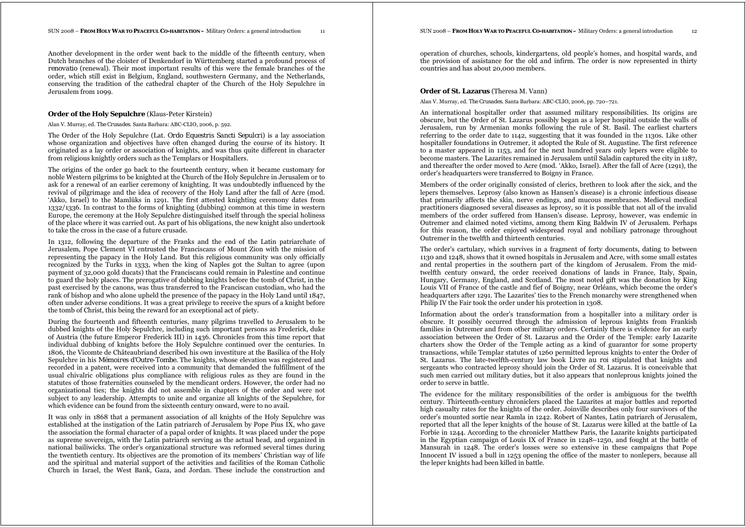Another development in the order went back to the middle of the fifteenth century, when Dutch branches of the cloister of Denkendorf in Württemberg started a profound process of *renovatio* (renewal). Their most important results of this were the female branches of the order, which still exist in Belgium, England, southwestern Germany, and the Netherlands, conserving the tradition of the cathedral chapter of the Church of the Holy Sepulchre in Jerusalem from 1099.

### Order of the Holy Sepulchre (Klaus-Peter Kirstein)

Alan V. Murray, ed. *The Crusades*. Santa Barbara: ABC-CLIO, 2006, p. 592.

The Order of the Holy Sepulchre (Lat. *Ordo Equestris Sancti Sepulcri*) is a lay association whose organization and objectives have often changed during the course of its history. It originated as a lay order or association of knights, and was thus quite different in character from religious knightly orders such as the Templars or Hospitallers.

The origins of the order go back to the fourteenth century, when it became customary for noble Western pilgrims to be knighted at the Church of the Holy Sepulchre in Jerusalem or to ask for a renewal of an earlier ceremony of knighting. It was undoubtedly influenced by the revival of pilgrimage and the idea of recovery of the Holy Land after the fall of Acre (mod. 'Akko, Israel) to the Mamlūks in 1291. The first attested knighting ceremony dates from 1332/1336. In contrast to the forms of knighting (dubbing) common at this time in western Europe, the ceremony at the Holy Sepulchre distinguished itself through the special holiness of the place where it was carried out. As part of his obligations, the new knight also undertook to take the cross in the case of a future crusade.

In 1312, following the departure of the Franks and the end of the Latin patriarchate of Jerusalem, Pope Clement VI entrusted the Franciscans of Mount Zion with the mission of representing the papacy in the Holy Land. But this religious community was only officially recognized by the Turks in 1333, when the king of Naples got the Sultan to agree (upon payment of 32,000 gold ducats) that the Franciscans could remain in Palestine and continue to guard the holy places. The prerogative of dubbing knights before the tomb of Christ, in the past exercised by the canons, was thus transferred to the Franciscan custodian, who had the rank of bishop and who alone upheld the presence of the papacy in the Holy Land until 1847, often under adverse conditions. It was a great privilege to receive the spurs of a knight before the tomb of Christ, this being the reward for an exceptional act of piety.

During the fourteenth and fifteenth centuries, many pilgrims travelled to Jerusalem to be dubbed knights of the Holy Sepulchre, including such important persons as Frederick, duke of Austria (the future Emperor Frederick III) in 1436. Chronicles from this time report that individual dubbing of knights before the Holy Sepulchre continued over the centuries. In 1806, the Vicomte de Châteaubriand described his own investiture at the Basilica of the Holy Sepulchre in his *Mémoires d'Outre-Tombe*. The knights, whose elevation was registered and recorded in a patent, were received into a community that demanded the fulfillment of the usual chivalric obligations plus compliance with religious rules as they are found in the statutes of those fraternities counseled by the mendicant orders. However, the order had no organizational ties; the knights did not assemble in chapters of the order and were not subject to any leadership. Attempts to unite and organize all knights of the Sepulchre, for which evidence can be found from the sixteenth century onward, were to no avail.

It was only in 1868 that a permanent association of all knights of the Holy Sepulchre was established at the instigation of the Latin patriarch of Jerusalem by Pope Pius IX, who gave the association the formal character of a papal order of knights. It was placed under the pope as supreme sovereign, with the Latin patriarch serving as the actual head, and organized in national bailiwicks. The order's organizational structure was reformed several times during the twentieth century. Its objectives are the promotion of its members' Christian way of life and the spiritual and material support of the activities and facilities of the Roman Catholic Church in Israel, the West Bank, Gaza, and Jordan. These include the construction and operation of churches, schools, kindergartens, old people's homes, and hospital wards, and the provision of assistance for the old and infirm. The order is now represented in thirty countries and has about 20,000 members.

### Order of St. Lazarus (Theresa M. Vann)

Alan V. Murray, ed. *The Crusades*. Santa Barbara: ABC-CLIO, 2006, pp. 720–721.

An international hospitaller order that assumed military responsibilities. Its origins are obscure, but the Order of St. Lazarus possibly began as a leper hospital outside the walls of Jerusalem, run by Armenian monks following the rule of St. Basil. The earliest charters referring to the order date to 1142, suggesting that it was founded in the 1130s. Like other hospitaller foundations in Outremer, it adopted the Rule of St. Augustine. The first reference to a master appeared in 1153, and for the next hundred years only lepers were eligible to become masters. The Lazarites remained in Jerusalem until Saladin captured the city in 1187, and thereafter the order moved to Acre (mod. 'Akko, Israel). After the fall of Acre (1291), the order's headquarters were transferred to Boigny in France.

Members of the order originally consisted of clerics, brethren to look after the sick, and the lepers themselves. Leprosy (also known as Hansen's disease) is a chronic infectious disease that primarily affects the skin, nerve endings, and mucous membranes. Medieval medical practitioners diagnosed several diseases as leprosy, so it is possible that not all of the invalid members of the order suffered from Hansen's disease. Leprosy, however, was endemic in Outremer and claimed noted victims, among them King Baldwin IV of Jerusalem. Perhaps for this reason, the order enjoyed widespread royal and nobiliary patronage throughout Outremer in the twelfth and thirteenth centuries.

The order's cartulary, which survives in a fragment of forty documents, dating to between 1130 and 1248, shows that it owned hospitals in Jerusalem and Acre, with some small estates and rental properties in the southern part of the kingdom of Jerusalem. From the mid-twelfth century onward, the order received donations of lands in France, Italy, Spain, Hungary, Germany, England, and Scotland. The most noted gift was the donation by King Louis VII of France of the castle and fief of Boigny, near Orléans, which become the order's headquarters after 1291. The Lazarites' ties to the French monarchy were strengthened when Philip IV the Fair took the order under his protection in 1308.

Information about the order's transformation from a hospitaller into a military order is obscure. It possibly occurred through the admission of leprous knights from Frankish families in Outremer and from other military orders. Certainly there is evidence for an early association between the Order of St. Lazarus and the Order of the Temple: early Lazarite charters show the Order of the Temple acting as a kind of guarantor for some property transactions, while Templar statutes of 1260 permitted leprous knights to enter the Order of St. Lazarus. The late-twelfth-century law book *Livre au roi* stipulated that knights and sergeants who contracted leprosy should join the Order of St. Lazarus. It is conceivable that such men carried out military duties, but it also appears that nonleprous knights joined the order to serve in battle.

The evidence for the military responsibilities of the order is ambiguous for the twelfth century. Thirteenth-century chroniclers placed the Lazarites at major battles and reported high casualty rates for the knights of the order. Joinville describes only four survivors of the order's mounted sortie near Ramla in 1242. Robert of Nantes, Latin patriarch of Jerusalem, reported that all the leper knights of the house of St. Lazarus were killed at the battle of La Forbie in 1244. According to the chronicler Matthew Paris, the Lazarite knights participated in the Egyptian campaign of Louis IX of France in 1248–1250, and fought at the battle of Mansurah in 1248. The order's losses were so extensive in these campaigns that Pope Innocent IV issued a bull in 1253 opening the office of the master to nonlepers, because all the leper knights had been killed in battle.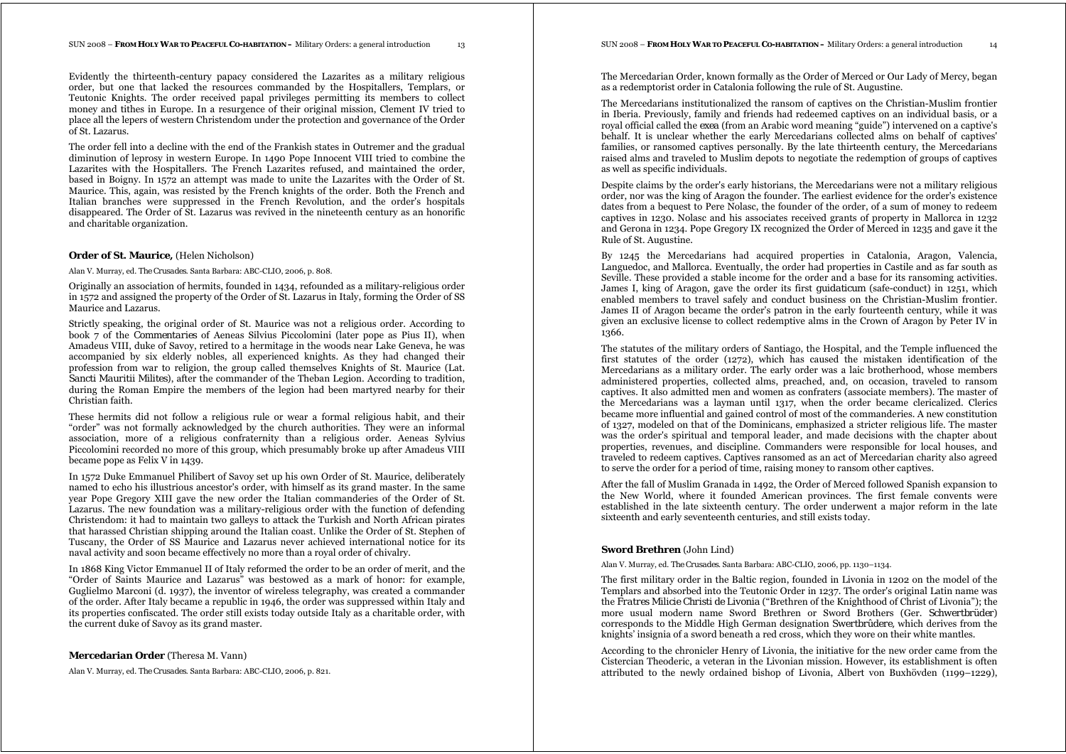Evidently the thirteenth-century papacy considered the Lazarites as a military religious order, but one that lacked the resources commanded by the Hospitallers, Templars, or Teutonic Knights. The order received papal privileges permitting its members to collect money and tithes in Europe. In a resurgence of their original mission, Clement IV tried to place all the lepers of western Christendom under the protection and governance of the Order of St. Lazarus.

The order fell into a decline with the end of the Frankish states in Outremer and the gradual diminution of leprosy in western Europe. In 1490 Pope Innocent VIII tried to combine the Lazarites with the Hospitallers. The French Lazarites refused, and maintained the order, based in Boigny. In 1572 an attempt was made to unite the Lazarites with the Order of St. Maurice. This, again, was resisted by the French knights of the order. Both the French and Italian branches were suppressed in the French Revolution, and the order's hospitals disappeared. The Order of St. Lazarus was revived in the nineteenth century as an honorific and charitable organization.

### **Order of St. Maurice,** (Helen Nicholson)

Alan V. Murray, ed. *The Crusades*. Santa Barbara: ABC-CLIO, 2006, p. 808.

Originally an association of hermits, founded in 1434, refounded as a military-religious order in 1572 and assigned the property of the Order of St. Lazarus in Italy, forming the Order of SS Maurice and Lazarus.

Strictly speaking, the original order of St. Maurice was not a religious order. According to book 7 of the *Commentaries* of Aeneas Silvius Piccolomini (later pope as Pius II), when Amadeus VIII, duke of Savoy, retired to a hermitage in the woods near Lake Geneva, he was accompanied by six elderly nobles, all experienced knights. As they had changed their profession from war to religion, the group called themselves Knights of St. Maurice (Lat. *Sancti Mauritii Milites*), after the commander of the Theban Legion. According to tradition, during the Roman Empire the members of the legion had been martyred nearby for their Christian faith.

These hermits did not follow a religious rule or wear a formal religious habit, and their "order" was not formally acknowledged by the church authorities. They were an informal association, more of a religious confraternity than a religious order. Aeneas Sylvius Piccolomini recorded no more of this group, which presumably broke up after Amadeus VIII became pope as Felix V in 1439.

In 1572 Duke Emmanuel Philibert of Savoy set up his own Order of St. Maurice, deliberately named to echo his illustrious ancestor's order, with himself as its grand master. In the same year Pope Gregory XIII gave the new order the Italian commanderies of the Order of St. Lazarus. The new foundation was a military-religious order with the function of defending Christendom: it had to maintain two galleys to attack the Turkish and North African pirates that harassed Christian shipping around the Italian coast. Unlike the Order of St. Stephen of Tuscany, the Order of SS Maurice and Lazarus never achieved international notice for its naval activity and soon became effectively no more than a royal order of chivalry.

In 1868 King Victor Emmanuel II of Italy reformed the order to be an order of merit, and the "Order of Saints Maurice and Lazarus" was bestowed as a mark of honor: for example, Guglielmo Marconi (d. 1937), the inventor of wireless telegraphy, was created a commander of the order. After Italy became a republic in 1946, the order was suppressed within Italy and its properties confiscated. The order still exists today outside Italy as a charitable order, with the current duke of Savoy as its grand master.

### **Mercedarian Order** (Theresa M. Vann)

Alan V. Murray, ed. *The Crusades*. Santa Barbara: ABC-CLIO, 2006, p. 821.

The Mercedarian Order, known formally as the Order of Merced or Our Lady of Mercy, began as a redemptorist order in Catalonia following the rule of St. Augustine.

The Mercedarians institutionalized the ransom of captives on the Christian-Muslim frontier in Iberia. Previously, family and friends had redeemed captives on an individual basis, or a royal official called the *exea* (from an Arabic word meaning "guide") intervened on a captive's behalf. It is unclear whether the early Mercedarians collected alms on behalf of captives' families, or ransomed captives personally. By the late thirteenth century, the Mercedarians raised alms and traveled to Muslim depots to negotiate the redemption of groups of captives as well as specific individuals.

Despite claims by the order's early historians, the Mercedarians were not a military religious order, nor was the king of Aragon the founder. The earliest evidence for the order's existence dates from a bequest to Pere Nolasc, the founder of the order, of a sum of money to redeem captives in 1230. Nolasc and his associates received grants of property in Mallorca in 1232 and Gerona in 1234. Pope Gregory IX recognized the Order of Merced in 1235 and gave it the Rule of St. Augustine.

By 1245 the Mercedarians had acquired properties in Catalonia, Aragon, Valencia, Languedoc, and Mallorca. Eventually, the order had properties in Castile and as far south as Seville. These provided a stable income for the order and a base for its ransoming activities. James I, king of Aragon, gave the order its first *guidaticum* (safe-conduct) in 1251, which enabled members to travel safely and conduct business on the Christian-Muslim frontier. James II of Aragon became the order's patron in the early fourteenth century, while it was given an exclusive license to collect redemptive alms in the Crown of Aragon by Peter IV in 1366.

The statutes of the military orders of Santiago, the Hospital, and the Temple influenced the first statutes of the order (1272), which has caused the mistaken identification of the Mercedarians as a military order. The early order was a laic brotherhood, whose members administered properties, collected alms, preached, and, on occasion, traveled to ransom captives. It also admitted men and women as confraters (associate members). The master of the Mercedarians was a layman until 1317, when the order became clericalized. Clerics became more influential and gained control of most of the commanderies. A new constitution of 1327, modeled on that of the Dominicans, emphasized a stricter religious life. The master was the order's spiritual and temporal leader, and made decisions with the chapter about properties, revenues, and discipline. Commanders were responsible for local houses, and traveled to redeem captives. Captives ransomed as an act of Mercedarian charity also agreed to serve the order for a period of time, raising money to ransom other captives.

After the fall of Muslim Granada in 1492, the Order of Merced followed Spanish expansion to the New World, where it founded American provinces. The first female convents were established in the late sixteenth century. The order underwent a major reform in the late sixteenth and early seventeenth centuries, and still exists today.

### **Sword Brethren** (John Lind)

Alan V. Murray, ed. *The Crusades*. Santa Barbara: ABC-CLIO, 2006, pp. 1130–1134.

The first military order in the Baltic region, founded in Livonia in 1202 on the model of the Templars and absorbed into the Teutonic Order in 1237. The order's original Latin name was the *Fratres Milicie Christi de Livonia* ("Brethren of the Knighthood of Christ of Livonia"); the more usual modern name Sword Brethren or Sword Brothers (Ger. *Schwertbrüder*) corresponds to the Middle High German designation *Swertbrûdere*, which derives from the knights' insignia of a sword beneath a red cross, which they wore on their white mantles.

According to the chronicler Henry of Livonia, the initiative for the new order came from the Cistercian Theoderic, a veteran in the Livonian mission. However, its establishment is often attributed to the newly ordained bishop of Livonia, Albert von Buxhövden (1199–1229),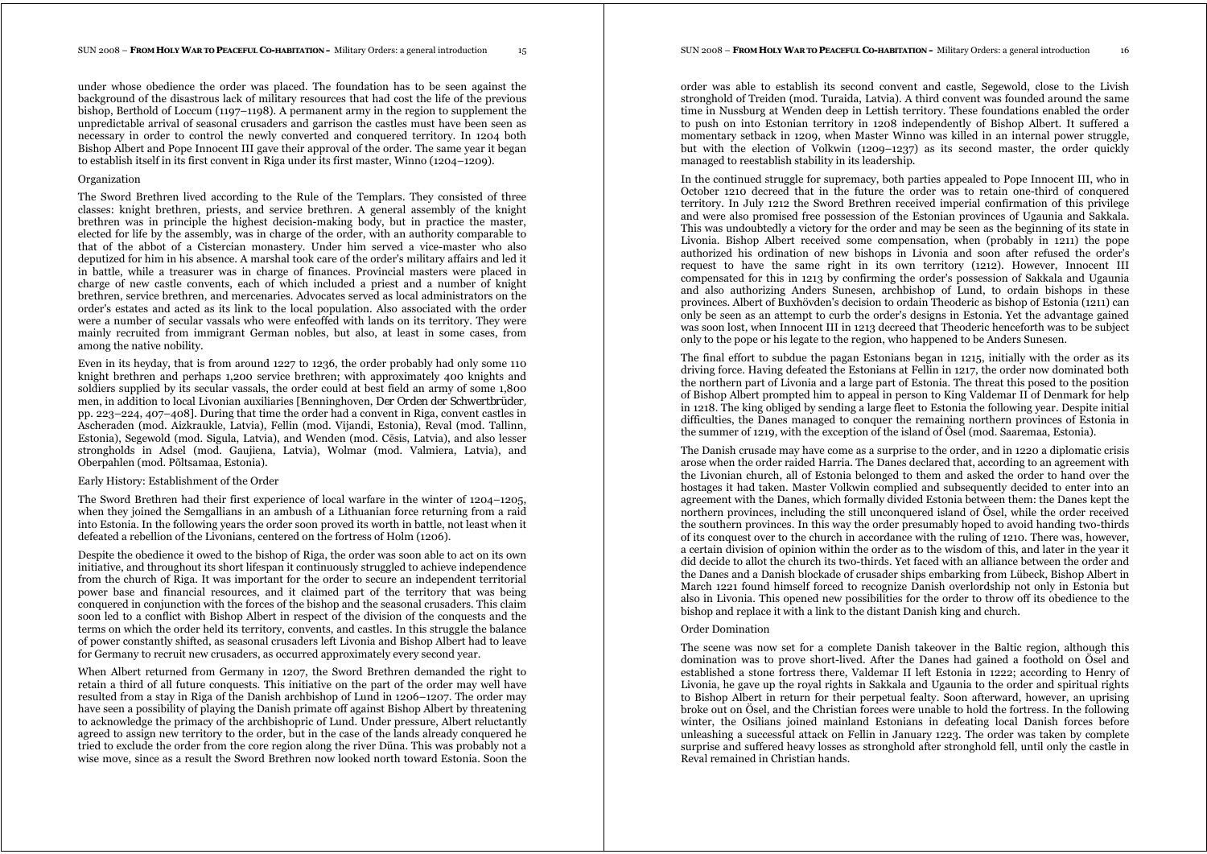under whose obedience the order was placed. The foundation has to be seen against the background of the disastrous lack of military resources that had cost the life of the previous bishop, Berthold of Loccum (1197–1198). A permanent army in the region to supplement the unpredictable arrival of seasonal crusaders and garrison the castles must have been seen as necessary in order to control the newly converted and conquered territory. In 1204 both Bishop Albert and Pope Innocent III gave their approval of the order. The same year it began to establish itself in its first convent in Riga under its first master, Winno (1204–1209).

### Organization

The Sword Brethren lived according to the Rule of the Templars. They consisted of three classes: knight brethren, priests, and service brethren. A general assembly of the knight brethren was in principle the highest decision-making body, but in practice the master, elected for life by the assembly, was in charge of the order, with an authority comparable to that of the abbot of a Cistercian monastery. Under him served a vice-master who also deputized for him in his absence. A marshal took care of the order's military affairs and led it in battle, while a treasurer was in charge of finances. Provincial masters were placed in charge of new castle convents, each of which included a priest and a number of knight brethren, service brethren, and mercenaries. Advocates served as local administrators on the order's estates and acted as its link to the local population. Also associated with the order were a number of secular vassals who were enfeoffed with lands on its territory. They were mainly recruited from immigrant German nobles, but also, at least in some cases, from among the native nobility.

Even in its heyday, that is from around 1227 to 1236, the order probably had only some 110 knight brethren and perhaps 1,200 service brethren; with approximately 400 knights and soldiers supplied by its secular vassals, the order could at best field an army of some 1,800 men, in addition to local Livonian auxiliaries [Benninghoven, *Der Orden der Schwertbrüder*, pp. 223–224, 407–408]. During that time the order had a convent in Riga, convent castles in Ascheraden (mod. Aizkraukle, Latvia), Fellin (mod. Vijandi, Estonia), Reval (mod. Tallinn, Estonia), Segewold (mod. Sigula, Latvia), and Wenden (mod. Cēsis, Latvia), and also lesser strongholds in Adsel (mod. Gaujiena, Latvia), Wolmar (mod. Valmiera, Latvia), and Oberpahlen (mod. Põltsamaa, Estonia).

### Early History: Establishment of the Order

The Sword Brethren had their first experience of local warfare in the winter of 1204–1205, when they joined the Semgallians in an ambush of a Lithuanian force returning from a raid into Estonia. In the following years the order soon proved its worth in battle, not least when it defeated a rebellion of the Livonians, centered on the fortress of Holm (1206).

Despite the obedience it owed to the bishop of Riga, the order was soon able to act on its own initiative, and throughout its short lifespan it continuously struggled to achieve independence from the church of Riga. It was important for the order to secure an independent territorial power base and financial resources, and it claimed part of the territory that was being conquered in conjunction with the forces of the bishop and the seasonal crusaders. This claim soon led to a conflict with Bishop Albert in respect of the division of the conquests and the terms on which the order held its territory, convents, and castles. In this struggle the balance of power constantly shifted, as seasonal crusaders left Livonia and Bishop Albert had to leave for Germany to recruit new crusaders, as occurred approximately every second year.

When Albert returned from Germany in 1207, the Sword Brethren demanded the right to retain a third of all future conquests. This initiative on the part of the order may well have resulted from a stay in Riga of the Danish archbishop of Lund in 1206–1207. The order may have seen a possibility of playing the Danish primate off against Bishop Albert by threatening to acknowledge the primacy of the archbishopric of Lund. Under pressure, Albert reluctantly agreed to assign new territory to the order, but in the case of the lands already conquered he tried to exclude the order from the core region along the river Düna. This was probably not a wise move, since as a result the Sword Brethren now looked north toward Estonia. Soon the order was able to establish its second convent and castle, Segewold, close to the Livish stronghold of Treiden (mod. Turaida, Latvia). A third convent was founded around the same time in Nussburg at Wenden deep in Lettish territory. These foundations enabled the order to push on into Estonian territory in 1208 independently of Bishop Albert. It suffered a momentary setback in 1209, when Master Winno was killed in an internal power struggle, but with the election of Volkwin (1209–1237) as its second master, the order quickly managed to reestablish stability in its leadership.

In the continued struggle for supremacy, both parties appealed to Pope Innocent III, who in October 1210 decreed that in the future the order was to retain one-third of conquered territory. In July 1212 the Sword Brethren received imperial confirmation of this privilege and were also promised free possession of the Estonian provinces of Ugaunia and Sakkala. This was undoubtedly a victory for the order and may be seen as the beginning of its state in Livonia. Bishop Albert received some compensation, when (probably in 1211) the pope authorized his ordination of new bishops in Livonia and soon after refused the order's request to have the same right in its own territory (1212). However, Innocent III compensated for this in 1213 by confirming the order's possession of Sakkala and Ugaunia and also authorizing Anders Sunesen, archbishop of Lund, to ordain bishops in these provinces. Albert of Buxhövden's decision to ordain Theoderic as bishop of Estonia (1211) can only be seen as an attempt to curb the order's designs in Estonia. Yet the advantage gained was soon lost, when Innocent III in 1213 decreed that Theoderic henceforth was to be subject only to the pope or his legate to the region, who happened to be Anders Sunesen.

The final effort to subdue the pagan Estonians began in 1215, initially with the order as its driving force. Having defeated the Estonians at Fellin in 1217, the order now dominated both the northern part of Livonia and a large part of Estonia. The threat this posed to the position of Bishop Albert prompted him to appeal in person to King Valdemar II of Denmark for help in 1218. The king obliged by sending a large fleet to Estonia the following year. Despite initial difficulties, the Danes managed to conquer the remaining northern provinces of Estonia in the summer of 1219, with the exception of the island of Ösel (mod. Saaremaa, Estonia).

The Danish crusade may have come as a surprise to the order, and in 1220 a diplomatic crisis arose when the order raided Harria. The Danes declared that, according to an agreement with the Livonian church, all of Estonia belonged to them and asked the order to hand over the hostages it had taken. Master Volkwin complied and subsequently decided to enter into an agreement with the Danes, which formally divided Estonia between them: the Danes kept the northern provinces, including the still unconquered island of Ösel, while the order received the southern provinces. In this way the order presumably hoped to avoid handing two-thirds of its conquest over to the church in accordance with the ruling of 1210. There was, however, a certain division of opinion within the order as to the wisdom of this, and later in the year it did decide to allot the church its two-thirds. Yet faced with an alliance between the order and the Danes and a Danish blockade of crusader ships embarking from Lübeck, Bishop Albert in March 1221 found himself forced to recognize Danish overlordship not only in Estonia but also in Livonia. This opened new possibilities for the order to throw off its obedience to the bishop and replace it with a link to the distant Danish king and church.

### Order Domination

The scene was now set for a complete Danish takeover in the Baltic region, although this domination was to prove short-lived. After the Danes had gained a foothold on Ösel and established a stone fortress there, Valdemar II left Estonia in 1222; according to Henry of Livonia, he gave up the royal rights in Sakkala and Ugaunia to the order and spiritual rights to Bishop Albert in return for their perpetual fealty. Soon afterward, however, an uprising broke out on Ösel, and the Christian forces were unable to hold the fortress. In the following winter, the Osilians joined mainland Estonians in defeating local Danish forces before unleashing a successful attack on Fellin in January 1223. The order was taken by complete surprise and suffered heavy losses as stronghold after stronghold fell, until only the castle in Reval remained in Christian hands.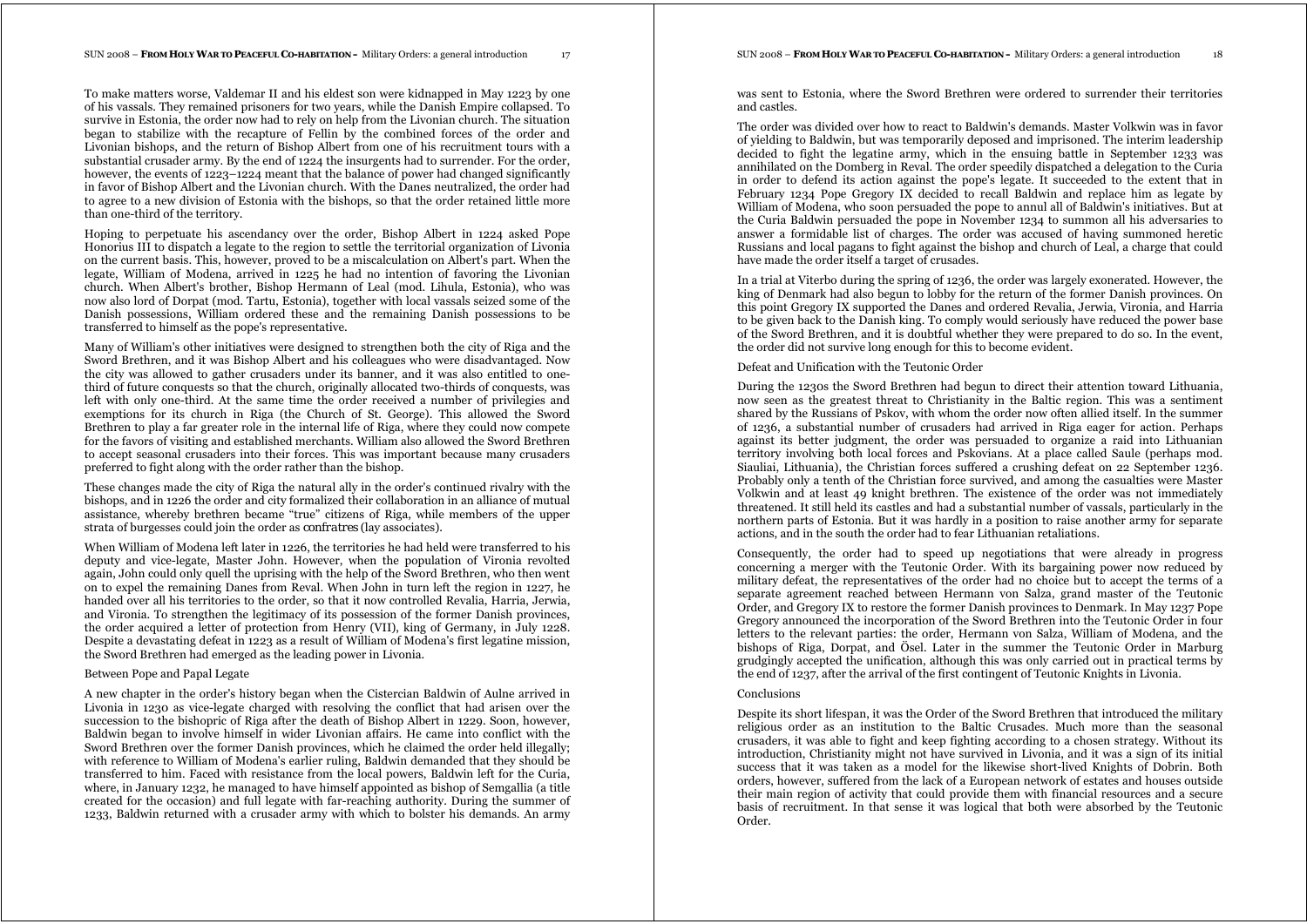To make matters worse, Valdemar II and his eldest son were kidnapped in May 1223 by one of his vassals. They remained prisoners for two years, while the Danish Empire collapsed. To survive in Estonia, the order now had to rely on help from the Livonian church. The situation began to stabilize with the recapture of Fellin by the combined forces of the order and Livonian bishops, and the return of Bishop Albert from one of his recruitment tours with a substantial crusader army. By the end of 1224 the insurgents had to surrender. For the order, however, the events of 1223–1224 meant that the balance of power had changed significantly in favor of Bishop Albert and the Livonian church. With the Danes neutralized, the order had to agree to a new division of Estonia with the bishops, so that the order retained little more than one-third of the territory.

Hoping to perpetuate his ascendancy over the order, Bishop Albert in 1224 asked Pope Honorius III to dispatch a legate to the region to settle the territorial organization of Livonia on the current basis. This, however, proved to be a miscalculation on Albert's part. When the legate, William of Modena, arrived in 1225 he had no intention of favoring the Livonian church. When Albert's brother, Bishop Hermann of Leal (mod. Lihula, Estonia), who was now also lord of Dorpat (mod. Tartu, Estonia), together with local vassals seized some of the Danish possessions, William ordered these and the remaining Danish possessions to be transferred to himself as the pope's representative.

Many of William's other initiatives were designed to strengthen both the city of Riga and the Sword Brethren, and it was Bishop Albert and his colleagues who were disadvantaged. Now the city was allowed to gather crusaders under its banner, and it was also entitled to one-third of future conquests so that the church, originally allocated two-thirds of conquests, was left with only one-third. At the same time the order received a number of privileges and exemptions for its church in Riga (the Church of St. George). This allowed the Sword Brethren to play a far greater role in the internal life of Riga, where they could now compete for the favors of visiting and established merchants. William also allowed the Sword Brethren to accept seasonal crusaders into their forces. This was important because many crusaders preferred to fight along with the order rather than the bishop.

These changes made the city of Riga the natural ally in the order's continued rivalry with the bishops, and in 1226 the order and city formalized their collaboration in an alliance of mutual assistance, whereby brethren became "true" citizens of Riga, while members of the upper strata of burgesses could join the order as *confratres* (lay associates).

When William of Modena left later in 1226, the territories he had held were transferred to his deputy and vice-legate, Master John. However, when the population of Vironia revolted again, John could only quell the uprising with the help of the Sword Brethren, who then went on to expel the remaining Danes from Reval. When John in turn left the region in 1227, he handed over all his territories to the order, so that it now controlled Revalia, Harria, Jerwia, and Vironia. To strengthen the legitimacy of its possession of the former Danish provinces, the order acquired a letter of protection from Henry (VII), king of Germany, in July 1228. Despite a devastating defeat in 1223 as a result of William of Modena's first legatine mission, the Sword Brethren had emerged as the leading power in Livonia.

### Between Pope and Papal Legate

A new chapter in the order's history began when the Cistercian Baldwin of Aulne arrived in Livonia in 1230 as vice-legate charged with resolving the conflict that had arisen over the succession to the bishopric of Riga after the death of Bishop Albert in 1229. Soon, however, Baldwin began to involve himself in wider Livonian affairs. He came into conflict with the Sword Brethren over the former Danish provinces, which he claimed the order held illegally; with reference to William of Modena's earlier ruling, Baldwin demanded that they should be transferred to him. Faced with resistance from the local powers, Baldwin left for the Curia, where, in January 1232, he managed to have himself appointed as bishop of Semgallia (a title created for the occasion) and full legate with far-reaching authority. During the summer of 1233, Baldwin returned with a crusader army with which to bolster his demands. An army was sent to Estonia, where the Sword Brethren were ordered to surrender their territories and castles.

The order was divided over how to react to Baldwin's demands. Master Volkwin was in favor of yielding to Baldwin, but was temporarily deposed and imprisoned. The interim leadership decided to fight the legatine army, which in the ensuing battle in September 1233 was annihilated on the Domberg in Reval. The order speedily dispatched a delegation to the Curia in order to defend its action against the pope's legate. It succeeded to the extent that in February 1234 Pope Gregory IX decided to recall Baldwin and replace him as legate by William of Modena, who soon persuaded the pope to annul all of Baldwin's initiatives. But at the Curia Baldwin persuaded the pope in November 1234 to summon all his adversaries to answer a formidable list of charges. The order was accused of having summoned heretic Russians and local pagans to fight against the bishop and church of Leal, a charge that could have made the order itself a target of crusades.

In a trial at Viterbo during the spring of 1236, the order was largely exonerated. However, the king of Denmark had also begun to lobby for the return of the former Danish provinces. On this point Gregory IX supported the Danes and ordered Revalia, Jerwia, Vironia, and Harria to be given back to the Danish king. To comply would seriously have reduced the power base of the Sword Brethren, and it is doubtful whether they were prepared to do so. In the event, the order did not survive long enough for this to become evident.

### Defeat and Unification with the Teutonic Order

During the 1230s the Sword Brethren had begun to direct their attention toward Lithuania, now seen as the greatest threat to Christianity in the Baltic region. This was a sentiment shared by the Russians of Pskov, with whom the order now often allied itself. In the summer of 1236, a substantial number of crusaders had arrived in Riga eager for action. Perhaps against its better judgment, the order was persuaded to organize a raid into Lithuanian territory involving both local forces and Pskovians. At a place called Saule (perhaps mod. Siauliai, Lithuania), the Christian forces suffered a crushing defeat on 22 September 1236. Probably only a tenth of the Christian force survived, and among the casualties were Master Volkwin and at least 49 knight brethren. The existence of the order was not immediately threatened. It still held its castles and had a substantial number of vassals, particularly in the northern parts of Estonia. But it was hardly in a position to raise another army for separate actions, and in the south the order had to fear Lithuanian retaliations.

Consequently, the order had to speed up negotiations that were already in progress concerning a merger with the Teutonic Order. With its bargaining power now reduced by military defeat, the representatives of the order had no choice but to accept the terms of a separate agreement reached between Hermann von Salza, grand master of the Teutonic Order, and Gregory IX to restore the former Danish provinces to Denmark. In May 1237 Pope Gregory announced the incorporation of the Sword Brethren into the Teutonic Order in four letters to the relevant parties: the order, Hermann von Salza, William of Modena, and the bishops of Riga, Dorpat, and Ösel. Later in the summer the Teutonic Order in Marburg grudgingly accepted the unification, although this was only carried out in practical terms by the end of 1237, after the arrival of the first contingent of Teutonic Knights in Livonia.

### Conclusions

Despite its short lifespan, it was the Order of the Sword Brethren that introduced the military religious order as an institution to the Baltic Crusades. Much more than the seasonal crusaders, it was able to fight and keep fighting according to a chosen strategy. Without its introduction, Christianity might not have survived in Livonia, and it was a sign of its initial success that it was taken as a model for the likewise short-lived Knights of Dobrin. Both orders, however, suffered from the lack of a European network of estates and houses outside their main region of activity that could provide them with financial resources and a secure basis of recruitment. In that sense it was logical that both were absorbed by the Teutonic Order.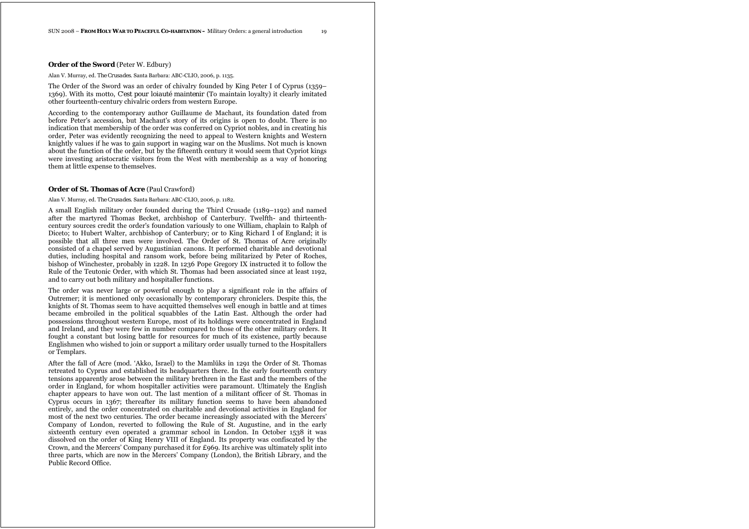**Order of the Sword** (Peter W. Edbury)

Alan V. Murray, ed. *The Crusades*. Santa Barbara: ABC-CLIO, 2006, p. 1135.

The Order of the Sword was an order of chivalry founded by King Peter I of Cyprus (1359–1369). With its motto, *C'est pour loiauté maintenir* (To maintain loyalty) it clearly imitated other fourteenth-century chivalric orders from western Europe.

According to the contemporary author Guillaume de Machaut, its foundation dated from before Peter's accession, but Machaut's story of its origins is open to doubt. There is no indication that membership of the order was conferred on Cypriot nobles, and in creating his order, Peter was evidently recognizing the need to appeal to Western knights and Western knightly values if he was to gain support in waging war on the Muslims. Not much is known about the function of the order, but by the fifteenth century it would seem that Cypriot kings were investing aristocratic visitors from the West with membership as a way of honoring them at little expense to themselves.

**Order of St. Thomas of Acre** (Paul Crawford)

Alan V. Murray, ed. *The Crusades*. Santa Barbara: ABC-CLIO, 2006, p. 1182.

A small English military order founded during the Third Crusade (1189–1192) and named after the martyred Thomas Becket, archbishop of Canterbury. Twelfth- and thirteenth-century sources credit the order's foundation variously to one William, chaplain to Ralph of Diceto; to Hubert Walter, archbishop of Canterbury; or to King Richard I of England; it is possible that all three men were involved. The Order of St. Thomas of Acre originally consisted of a chapel served by Augustinian canons. It performed charitable and devotional duties, including hospital and ransom work, before being militarized by Peter of Roches, bishop of Winchester, probably in 1228. In 1236 Pope Gregory IX instructed it to follow the Rule of the Teutonic Order, with which St. Thomas had been associated since at least 1192, and to carry out both military and hospitaller functions.

The order was never large or powerful enough to play a significant role in the affairs of Outremer; it is mentioned only occasionally by contemporary chroniclers. Despite this, the knights of St. Thomas seem to have acquitted themselves well enough in battle and at times became embroiled in the political squabbles of the Latin East. Although the order had possessions throughout western Europe, most of its holdings were concentrated in England and Ireland, and they were few in number compared to those of the other military orders. It fought a constant but losing battle for resources for much of its existence, partly because Englishmen who wished to join or support a military order usually turned to the Hospitallers or Templars.

After the fall of Acre (mod. 'Akko, Israel) to the Mamlūks in 1291 the Order of St. Thomas retreated to Cyprus and established its headquarters there. In the early fourteenth century tensions apparently arose between the military brethren in the East and the members of the order in England, for whom hospitaller activities were paramount. Ultimately the English chapter appears to have won out. The last mention of a militant officer of St. Thomas in Cyprus occurs in 1367; thereafter its military function seems to have been abandoned entirely, and the order concentrated on charitable and devotional activities in England for most of the next two centuries. The order became increasingly associated with the Mercers' Company of London, reverted to following the Rule of St. Augustine, and in the early sixteenth century even operated a grammar school in London. In October 1538 it was dissolved on the order of King Henry VIII of England. Its property was confiscated by the Crown, and the Mercers' Company purchased it for £969. Its archive was ultimately split into three parts, which are now in the Mercers' Company (London), the British Library, and the Public Record Office.